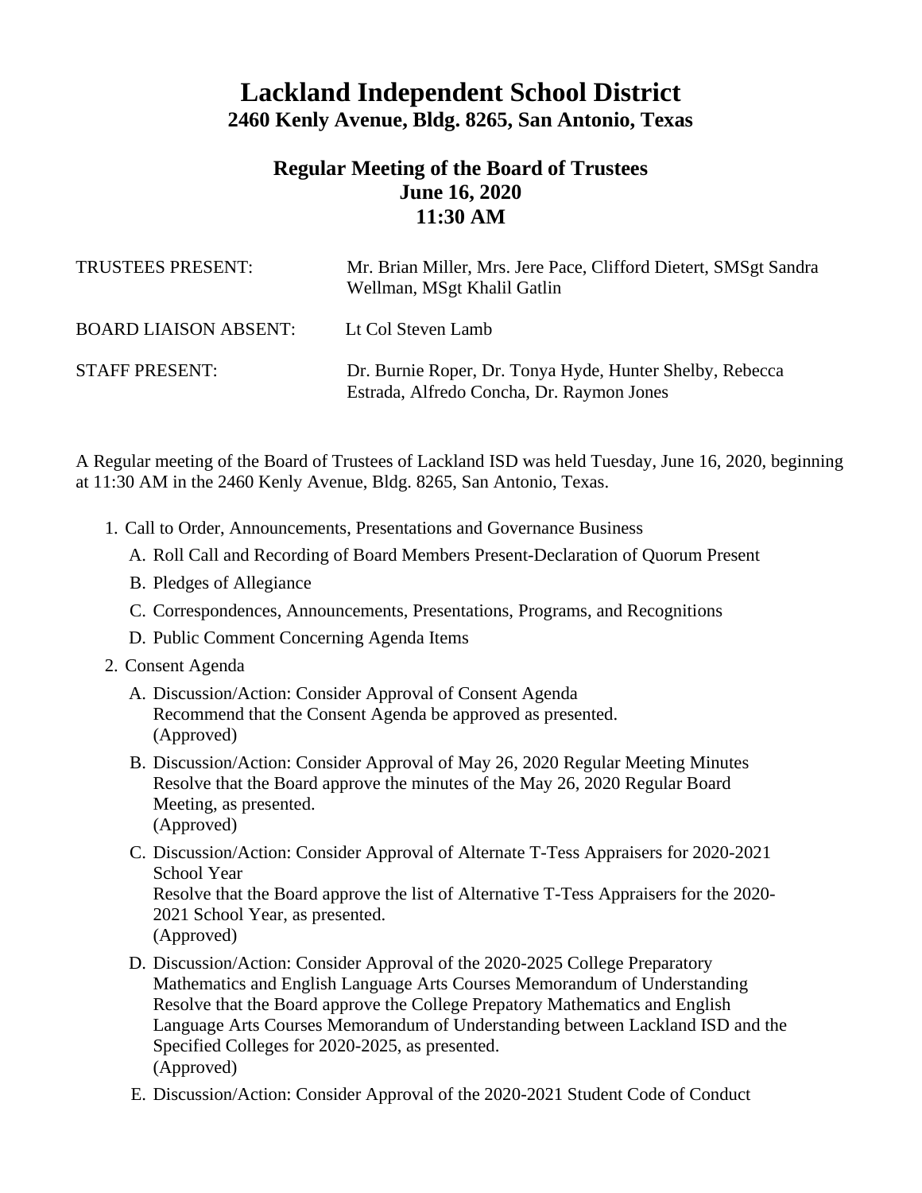# Lackland Independent School District

## 2460 Kenly Avenue, Bldg. 8265, San Antonio, Texas

### Regular Meeting of the Board of Trustees
### June 16, 2020
### 11:30 AM

| | |
|---|---|
| TRUSTEES PRESENT: | Mr. Brian Miller, Mrs. Jere Pace, Clifford Dietert, SMSgt Sandra Wellman, MSgt Khalil Gatlin |
| BOARD LIAISON ABSENT: | Lt Col Steven Lamb |
| STAFF PRESENT: | Dr. Burnie Roper, Dr. Tonya Hyde, Hunter Shelby, Rebecca Estrada, Alfredo Concha, Dr. Raymon Jones |

A Regular meeting of the Board of Trustees of Lackland ISD was held Tuesday, June 16, 2020, beginning at 11:30 AM in the 2460 Kenly Avenue, Bldg. 8265, San Antonio, Texas.

1. Call to Order, Announcements, Presentations and Governance Business
   - A. Roll Call and Recording of Board Members Present-Declaration of Quorum Present
   - B. Pledges of Allegiance
   - C. Correspondences, Announcements, Presentations, Programs, and Recognitions
   - D. Public Comment Concerning Agenda Items
2. Consent Agenda
   - A. Discussion/Action: Consider Approval of Consent Agenda
     Recommend that the Consent Agenda be approved as presented.
     (Approved)
   - B. Discussion/Action: Consider Approval of May 26, 2020 Regular Meeting Minutes
     Resolve that the Board approve the minutes of the May 26, 2020 Regular Board Meeting, as presented.
     (Approved)
   - C. Discussion/Action: Consider Approval of Alternate T-Tess Appraisers for 2020-2021 School Year
     Resolve that the Board approve the list of Alternative T-Tess Appraisers for the 2020-2021 School Year, as presented.
     (Approved)
   - D. Discussion/Action: Consider Approval of the 2020-2025 College Preparatory Mathematics and English Language Arts Courses Memorandum of Understanding
     Resolve that the Board approve the College Prepatory Mathematics and English Language Arts Courses Memorandum of Understanding between Lackland ISD and the Specified Colleges for 2020-2025, as presented.
     (Approved)
   - E. Discussion/Action: Consider Approval of the 2020-2021 Student Code of Conduct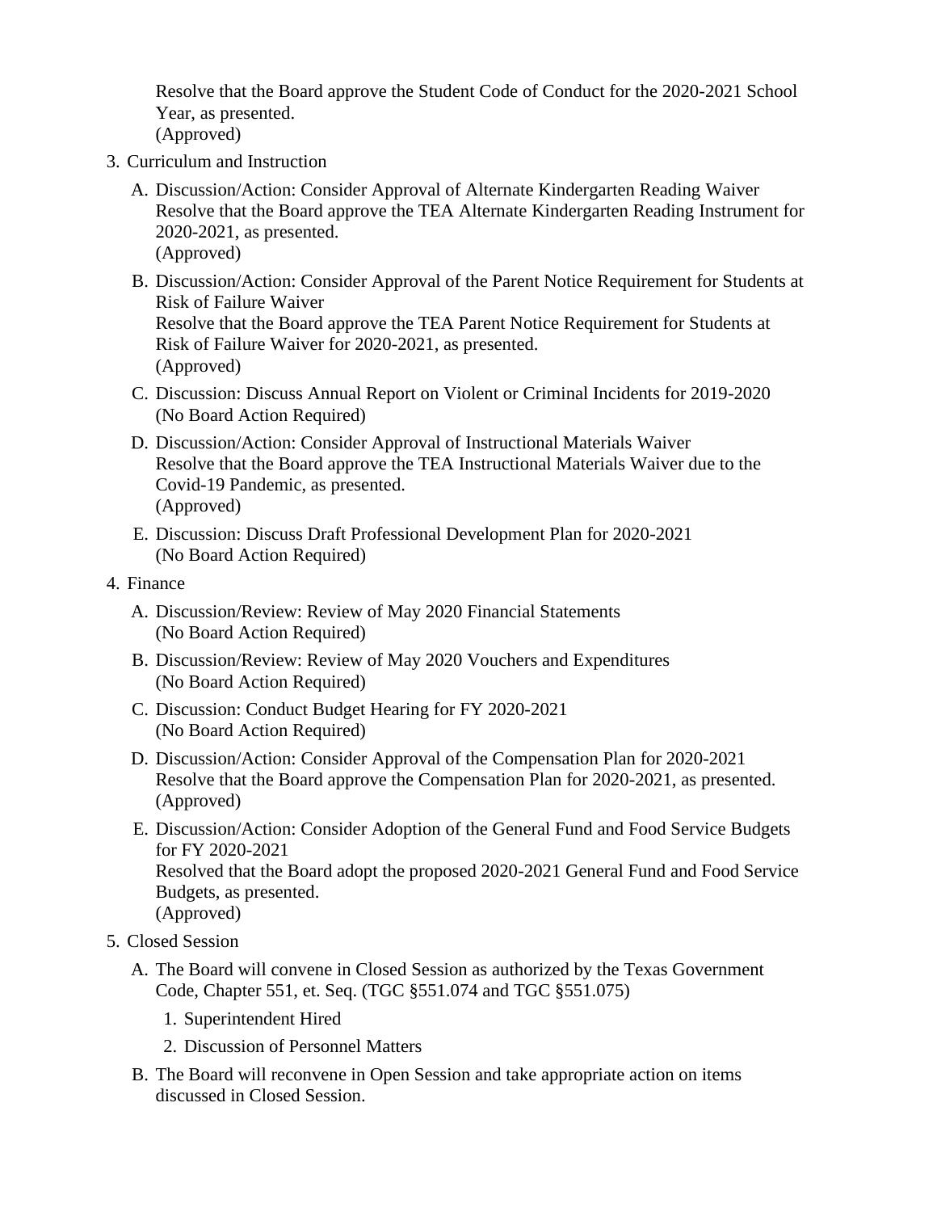Resolve that the Board approve the Student Code of Conduct for the 2020-2021 School Year, as presented.
(Approved)

3. Curriculum and Instruction
   A. Discussion/Action: Consider Approval of Alternate Kindergarten Reading Waiver
      Resolve that the Board approve the TEA Alternate Kindergarten Reading Instrument for 2020-2021, as presented.
      (Approved)
   B. Discussion/Action: Consider Approval of the Parent Notice Requirement for Students at Risk of Failure Waiver
      Resolve that the Board approve the TEA Parent Notice Requirement for Students at Risk of Failure Waiver for 2020-2021, as presented.
      (Approved)
   C. Discussion: Discuss Annual Report on Violent or Criminal Incidents for 2019-2020
      (No Board Action Required)
   D. Discussion/Action: Consider Approval of Instructional Materials Waiver
      Resolve that the Board approve the TEA Instructional Materials Waiver due to the Covid-19 Pandemic, as presented.
      (Approved)
   E. Discussion: Discuss Draft Professional Development Plan for 2020-2021
      (No Board Action Required)
4. Finance
   A. Discussion/Review: Review of May 2020 Financial Statements
      (No Board Action Required)
   B. Discussion/Review: Review of May 2020 Vouchers and Expenditures
      (No Board Action Required)
   C. Discussion: Conduct Budget Hearing for FY 2020-2021
      (No Board Action Required)
   D. Discussion/Action: Consider Approval of the Compensation Plan for 2020-2021
      Resolve that the Board approve the Compensation Plan for 2020-2021, as presented.
      (Approved)
   E. Discussion/Action: Consider Adoption of the General Fund and Food Service Budgets for FY 2020-2021
      Resolved that the Board adopt the proposed 2020-2021 General Fund and Food Service Budgets, as presented.
      (Approved)
5. Closed Session
   A. The Board will convene in Closed Session as authorized by the Texas Government Code, Chapter 551, et. Seq. (TGC §551.074 and TGC §551.075)
      1. Superintendent Hired
      2. Discussion of Personnel Matters
   B. The Board will reconvene in Open Session and take appropriate action on items discussed in Closed Session.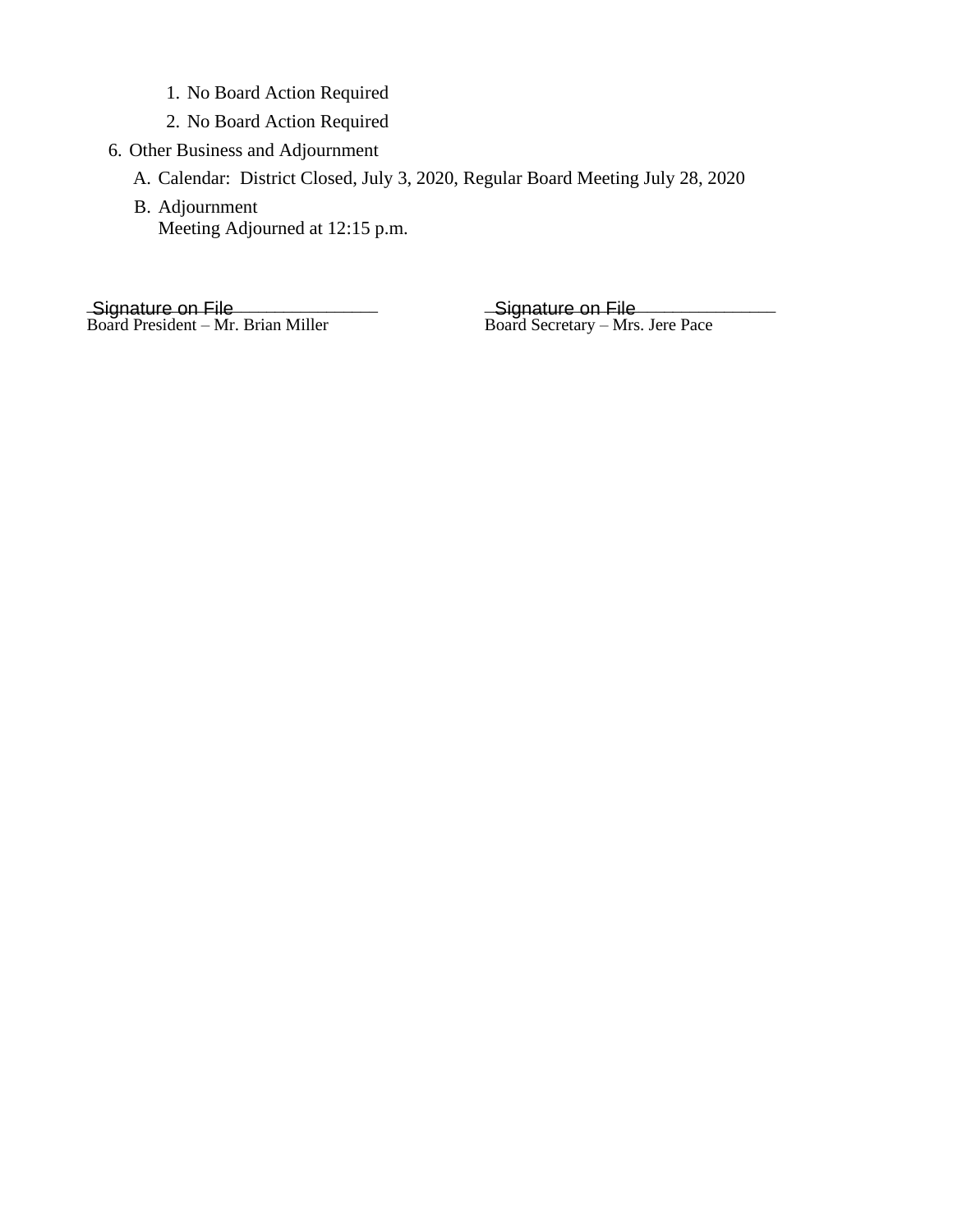1. No Board Action Required
2. No Board Action Required

6. Other Business and Adjournment

   A. Calendar: District Closed, July 3, 2020, Regular Board Meeting July 28, 2020

   B. Adjournment
   Meeting Adjourned at 12:15 p.m.

Signature on File
Board President – Mr. Brian Miller

Signature on File
Board Secretary – Mrs. Jere Pace